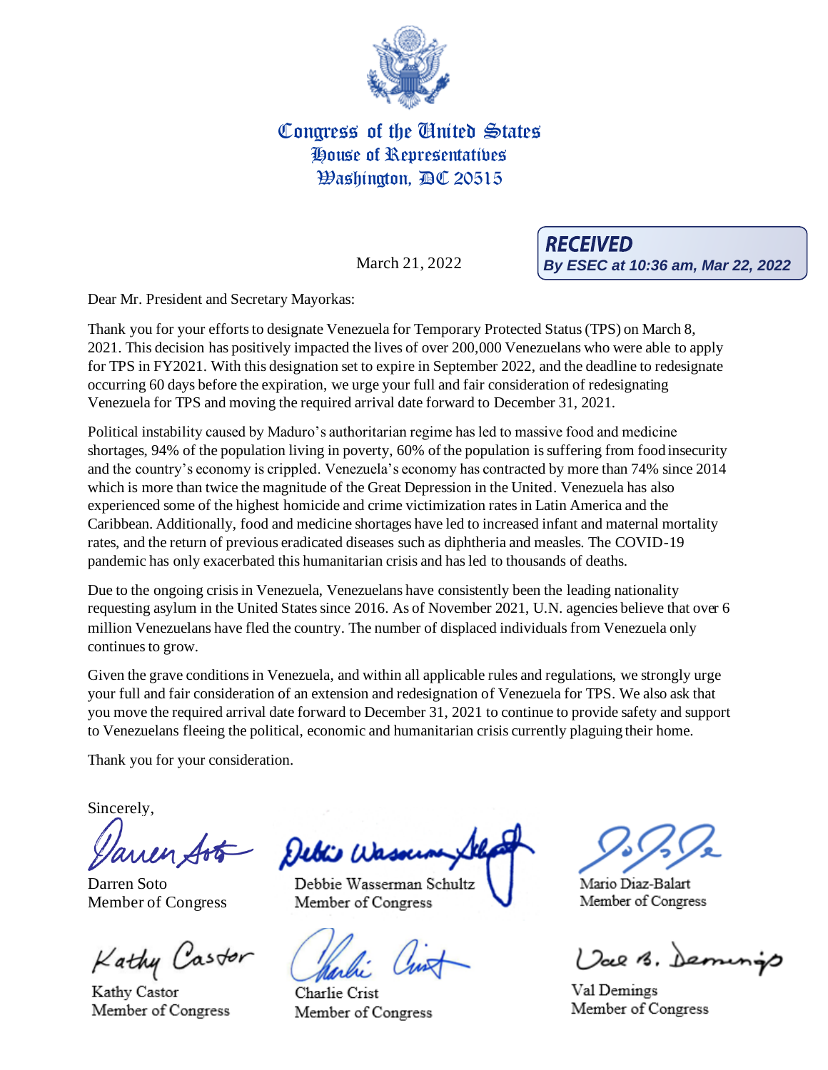Congress of the United States
House of Representatives
Washington, DC 20515

March 21, 2022

**RECEIVED**
*By ESEC at 10:36 am, Mar 22, 2022*

Dear Mr. President and Secretary Mayorkas:

Thank you for your efforts to designate Venezuela for Temporary Protected Status (TPS) on March 8, 2021. This decision has positively impacted the lives of over 200,000 Venezuelans who were able to apply for TPS in FY2021. With this designation set to expire in September 2022, and the deadline to redesignate occurring 60 days before the expiration, we urge your full and fair consideration of redesignating Venezuela for TPS and moving the required arrival date forward to December 31, 2021.

Political instability caused by Maduro's authoritarian regime has led to massive food and medicine shortages, 94% of the population living in poverty, 60% of the population is suffering from food insecurity and the country's economy is crippled. Venezuela's economy has contracted by more than 74% since 2014 which is more than twice the magnitude of the Great Depression in the United. Venezuela has also experienced some of the highest homicide and crime victimization rates in Latin America and the Caribbean. Additionally, food and medicine shortages have led to increased infant and maternal mortality rates, and the return of previous eradicated diseases such as diphtheria and measles. The COVID-19 pandemic has only exacerbated this humanitarian crisis and has led to thousands of deaths.

Due to the ongoing crisis in Venezuela, Venezuelans have consistently been the leading nationality requesting asylum in the United States since 2016. As of November 2021, U.N. agencies believe that over 6 million Venezuelans have fled the country. The number of displaced individuals from Venezuela only continues to grow.

Given the grave conditions in Venezuela, and within all applicable rules and regulations, we strongly urge your full and fair consideration of an extension and redesignation of Venezuela for TPS. We also ask that you move the required arrival date forward to December 31, 2021 to continue to provide safety and support to Venezuelans fleeing the political, economic and humanitarian crisis currently plaguing their home.

Thank you for your consideration.

Sincerely,

Darren Soto
Member of Congress

Debbie Wasserman Schultz
Member of Congress

Mario Diaz-Balart
Member of Congress

Kathy Castor
Member of Congress

Charlie Crist
Member of Congress

Val Demings
Member of Congress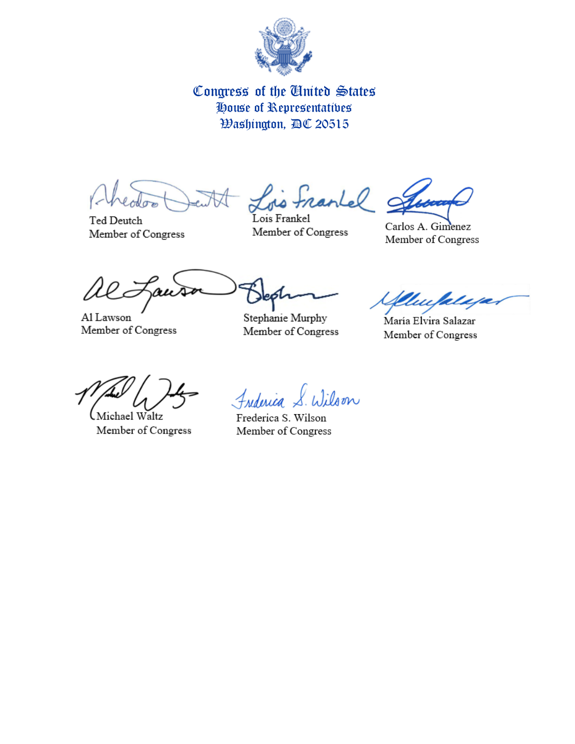Congress of the United States
House of Representatives
Washington, DC 20515

Ted Deutch
Member of Congress

Lois Frankel
Member of Congress

Carlos A. Gimenez
Member of Congress

Al Lawson
Member of Congress

Stephanie Murphy
Member of Congress

María Elvira Salazar
Member of Congress

Michael Waltz
Member of Congress

Frederica S. Wilson
Member of Congress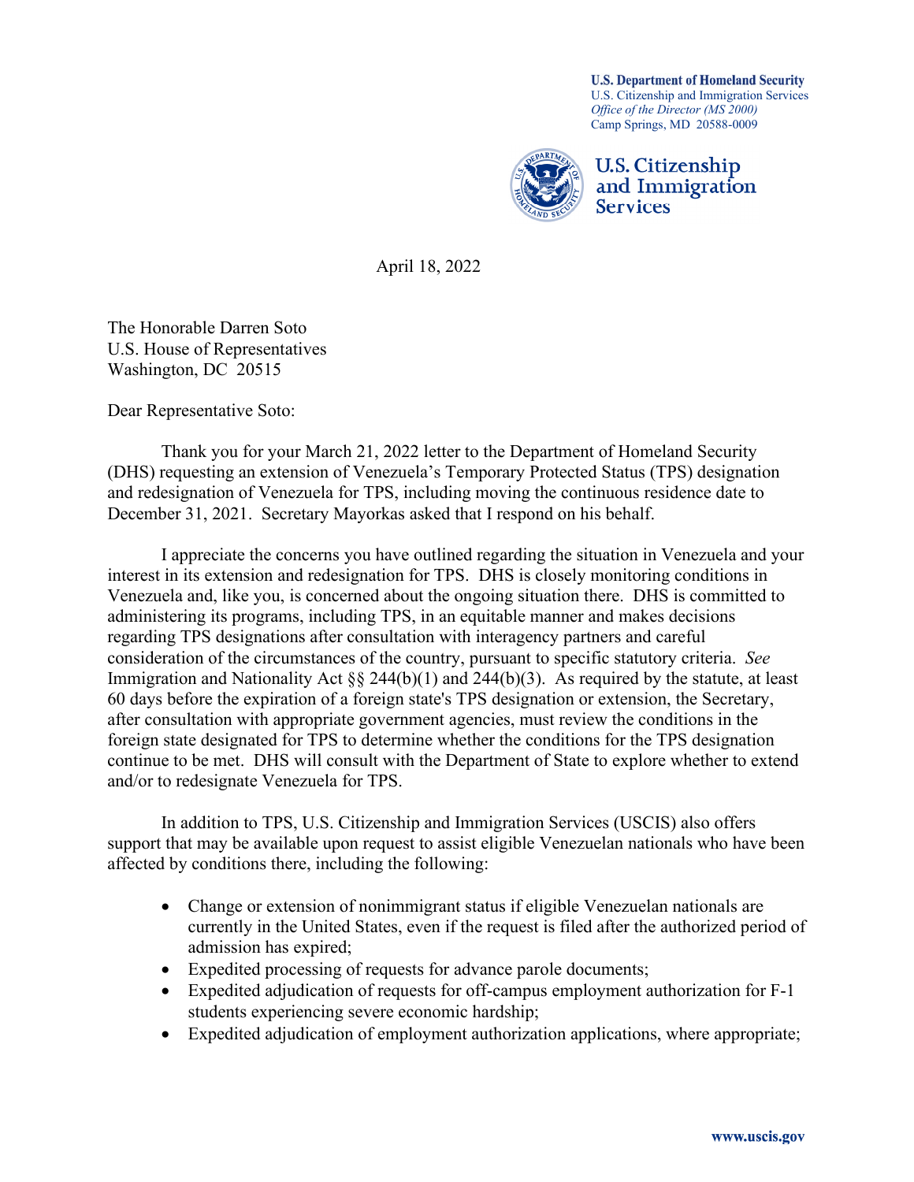U.S. Department of Homeland Security
U.S. Citizenship and Immigration Services
*Office of the Director (MS 2000)*
Camp Springs, MD 20588-0009

U.S. Citizenship and Immigration Services

April 18, 2022

The Honorable Darren Soto
U.S. House of Representatives
Washington, DC 20515

Dear Representative Soto:

Thank you for your March 21, 2022 letter to the Department of Homeland Security (DHS) requesting an extension of Venezuela's Temporary Protected Status (TPS) designation and redesignation of Venezuela for TPS, including moving the continuous residence date to December 31, 2021. Secretary Mayorkas asked that I respond on his behalf.

I appreciate the concerns you have outlined regarding the situation in Venezuela and your interest in its extension and redesignation for TPS. DHS is closely monitoring conditions in Venezuela and, like you, is concerned about the ongoing situation there. DHS is committed to administering its programs, including TPS, in an equitable manner and makes decisions regarding TPS designations after consultation with interagency partners and careful consideration of the circumstances of the country, pursuant to specific statutory criteria. *See* Immigration and Nationality Act §§ 244(b)(1) and 244(b)(3). As required by the statute, at least 60 days before the expiration of a foreign state's TPS designation or extension, the Secretary, after consultation with appropriate government agencies, must review the conditions in the foreign state designated for TPS to determine whether the conditions for the TPS designation continue to be met. DHS will consult with the Department of State to explore whether to extend and/or to redesignate Venezuela for TPS.

In addition to TPS, U.S. Citizenship and Immigration Services (USCIS) also offers support that may be available upon request to assist eligible Venezuelan nationals who have been affected by conditions there, including the following:

- Change or extension of nonimmigrant status if eligible Venezuelan nationals are currently in the United States, even if the request is filed after the authorized period of admission has expired;
- Expedited processing of requests for advance parole documents;
- Expedited adjudication of requests for off-campus employment authorization for F-1 students experiencing severe economic hardship;
- Expedited adjudication of employment authorization applications, where appropriate;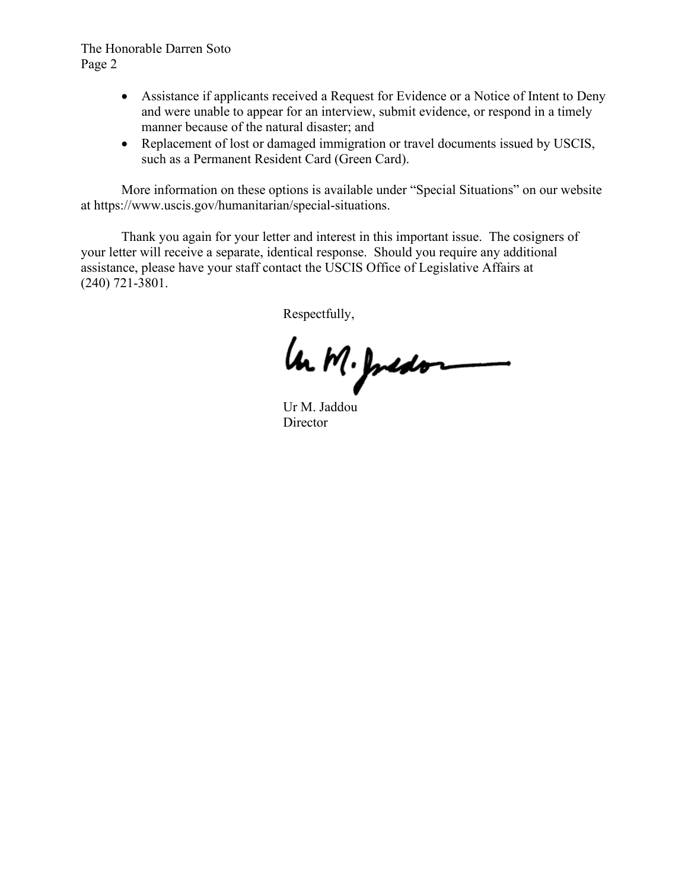- Assistance if applicants received a Request for Evidence or a Notice of Intent to Deny and were unable to appear for an interview, submit evidence, or respond in a timely manner because of the natural disaster; and
- Replacement of lost or damaged immigration or travel documents issued by USCIS, such as a Permanent Resident Card (Green Card).

More information on these options is available under "Special Situations" on our website at https://www.uscis.gov/humanitarian/special-situations.

Thank you again for your letter and interest in this important issue. The cosigners of your letter will receive a separate, identical response. Should you require any additional assistance, please have your staff contact the USCIS Office of Legislative Affairs at (240) 721-3801.

Respectfully,

Ur M. Jaddou
Director